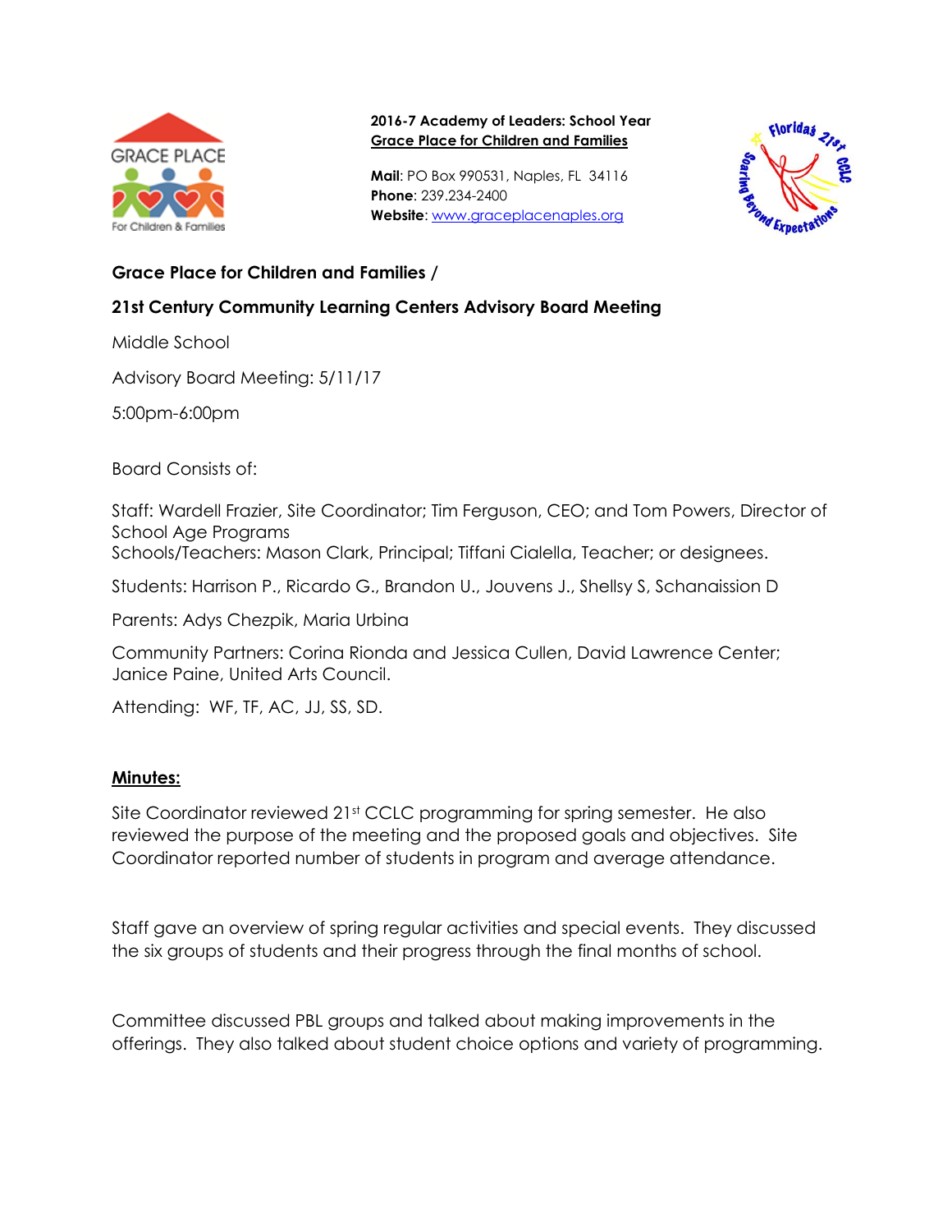**2016-7 Academy of Leaders: School Year**
**Grace Place for Children and Families**

**Mail**: PO Box 990531, Naples, FL 34116
**Phone**: 239.234-2400
**Website**: www.graceplacenaples.org

## Grace Place for Children and Families /

## 21st Century Community Learning Centers Advisory Board Meeting

Middle School

Advisory Board Meeting: 5/11/17

5:00pm-6:00pm

Board Consists of:

Staff: Wardell Frazier, Site Coordinator; Tim Ferguson, CEO; and Tom Powers, Director of School Age Programs
Schools/Teachers: Mason Clark, Principal; Tiffani Cialella, Teacher; or designees.

Students: Harrison P., Ricardo G., Brandon U., Jouvens J., Shellsy S, Schanaission D

Parents: Adys Chezpik, Maria Urbina

Community Partners: Corina Rionda and Jessica Cullen, David Lawrence Center; Janice Paine, United Arts Council.

Attending: WF, TF, AC, JJ, SS, SD.

**Minutes:**

Site Coordinator reviewed 21st CCLC programming for spring semester. He also reviewed the purpose of the meeting and the proposed goals and objectives. Site Coordinator reported number of students in program and average attendance.

Staff gave an overview of spring regular activities and special events. They discussed the six groups of students and their progress through the final months of school.

Committee discussed PBL groups and talked about making improvements in the offerings. They also talked about student choice options and variety of programming.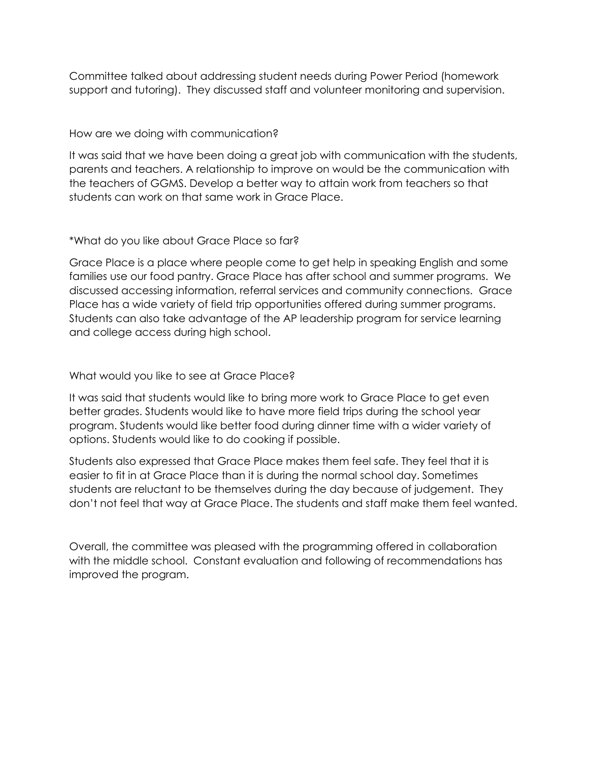Committee talked about addressing student needs during Power Period (homework support and tutoring). They discussed staff and volunteer monitoring and supervision.

How are we doing with communication?

It was said that we have been doing a great job with communication with the students, parents and teachers. A relationship to improve on would be the communication with the teachers of GGMS. Develop a better way to attain work from teachers so that students can work on that same work in Grace Place.

*What do you like about Grace Place so far?

Grace Place is a place where people come to get help in speaking English and some families use our food pantry. Grace Place has after school and summer programs. We discussed accessing information, referral services and community connections. Grace Place has a wide variety of field trip opportunities offered during summer programs. Students can also take advantage of the AP leadership program for service learning and college access during high school.

What would you like to see at Grace Place?

It was said that students would like to bring more work to Grace Place to get even better grades. Students would like to have more field trips during the school year program. Students would like better food during dinner time with a wider variety of options. Students would like to do cooking if possible.

Students also expressed that Grace Place makes them feel safe. They feel that it is easier to fit in at Grace Place than it is during the normal school day. Sometimes students are reluctant to be themselves during the day because of judgement. They don't not feel that way at Grace Place. The students and staff make them feel wanted.

Overall, the committee was pleased with the programming offered in collaboration with the middle school. Constant evaluation and following of recommendations has improved the program.